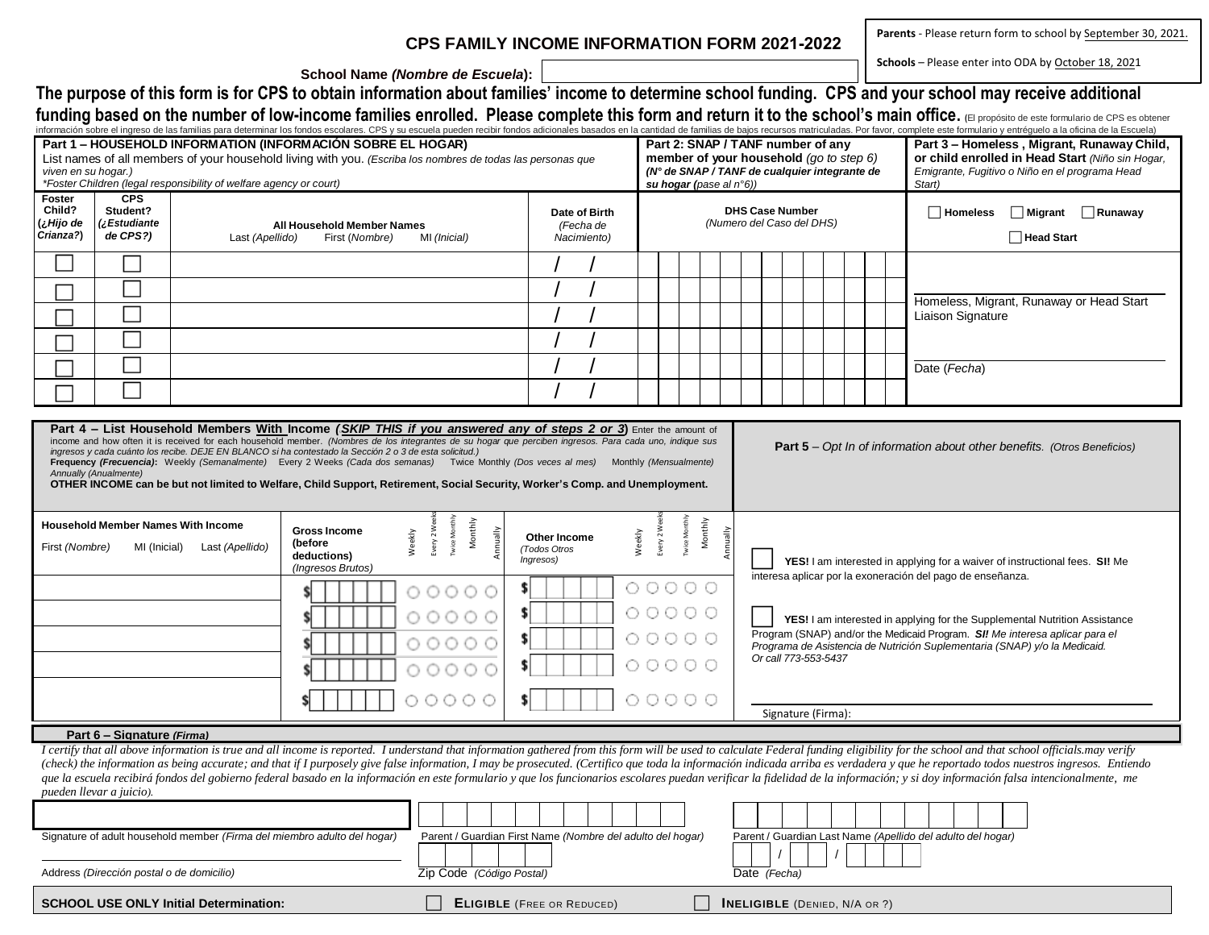Parents - Please return form to school by September 30, 2021.

Schools – Please enter into ODA by October 18, 2021

# CPS FAMILY INCOME INFORMATION FORM 2021-2022

**School Name *(Nombre de Escuela)*:** ____________________

**The purpose of this form is for CPS to obtain information about families' income to determine school funding. CPS and your school may receive additional funding based on the number of low-income families enrolled. Please complete this form and return it to the school's main office.** (El propósito de este formulario de CPS es obtener información sobre el ingreso de las familias para determinar los fondos escolares. CPS y su escuela pueden recibir fondos adicionales basados en la cantidad de familias de bajos recursos matriculadas. Por favor, complete este formulario y entréguelo a la oficina de la Escuela)

**Part 1 – HOUSEHOLD INFORMATION (INFORMACIÓN SOBRE EL HOGAR)**
List names of all members of your household living with you. *(Escriba los nombres de todas las personas que viven en su hogar.)*
*\*Foster Children (legal responsibility of welfare agency or court)*

**Part 2: SNAP / TANF number of any member of your household** *(go to step 6)*
***(N° de SNAP / TANF de cualquier integrante de su hogar** (pase al n°6))*

**Part 3 – Homeless , Migrant, Runaway Child, or child enrolled in Head Start** *(Niño sin Hogar, Emigrante, Fugitivo o Niño en el programa Head Start)*

| Foster Child? (*¿Hijo de Crianza?*) | CPS Student? (*¿Estudiante de CPS?*) | All Household Member Names — Last *(Apellido)* First *(Nombre)* MI *(Inicial)* | Date of Birth *(Fecha de Nacimiento)* | DHS Case Number *(Numero del Caso del DHS)* |
|---|---|---|---|---|
| ☐ | ☐ | | / / | |
| ☐ | ☐ | | / / | |
| ☐ | ☐ | | / / | |
| ☐ | ☐ | | / / | |
| ☐ | ☐ | | / / | |
| ☐ | ☐ | | / / | |

☐ Homeless ☐ Migrant ☐ Runaway

☐ Head Start

____________________
Homeless, Migrant, Runaway or Head Start Liaison Signature

____________________
Date (*Fecha*)

**Part 4 – List Household Members With Income (*SKIP THIS if you answered any of steps 2 or 3*)** Enter the amount of income and how often it is received for each household member. *(Nombres de los integrantes de su hogar que perciben ingresos. Para cada uno, indique sus ingresos y cada cuánto lo recibe. DEJE EN BLANCO si ha contestado la Sección 2 o 3 de esta solicitud.)*
**Frequency *(Frecuencia)*:** Weekly *(Semanalmente)* Every 2 Weeks *(Cada dos semanas)* Twice Monthly *(Dos veces al mes)* Monthly *(Mensualmente)* Annually *(Anualmente)*
**OTHER INCOME can be but not limited to Welfare, Child Support, Retirement, Social Security, Worker's Comp. and Unemployment.**

| Household Member Names With Income — First *(Nombre)* MI (Inicial) Last *(Apellido)* | Gross Income (before deductions) *(Ingresos Brutos)* | Weekly | Every 2 Weeks | Twice Monthly | Monthly | Annually | Other Income *(Todos Otros Ingresos)* | Weekly | Every 2 Weeks | Twice Monthly | Monthly | Annually |
|---|---|---|---|---|---|---|---|---|---|---|---|---|
| | $ | ○ | ○ | ○ | ○ | ○ | $ | ○ | ○ | ○ | ○ | ○ |
| | $ | ○ | ○ | ○ | ○ | ○ | $ | ○ | ○ | ○ | ○ | ○ |
| | $ | ○ | ○ | ○ | ○ | ○ | $ | ○ | ○ | ○ | ○ | ○ |
| | $ | ○ | ○ | ○ | ○ | ○ | $ | ○ | ○ | ○ | ○ | ○ |
| | $ | ○ | ○ | ○ | ○ | ○ | $ | ○ | ○ | ○ | ○ | ○ |

**Part 5** – *Opt In of information about other benefits. (Otros Beneficios)*

☐ **YES!** I am interested in applying for a waiver of instructional fees. **SI!** Me interesa aplicar por la exoneración del pago de enseñanza.

☐ **YES!** I am interested in applying for the Supplemental Nutrition Assistance Program (SNAP) and/or the Medicaid Program. ***SI!** Me interesa aplicar para el Programa de Asistencia de Nutrición Suplementaria (SNAP) y/o la Medicaid. Or call 773-553-5437*

____________________
Signature (Firma):

**Part 6 – Signature *(Firma)***

*I certify that all above information is true and all income is reported. I understand that information gathered from this form will be used to calculate Federal funding eligibility for the school and that school officials.may verify (check) the information as being accurate; and that if I purposely give false information, I may be prosecuted. (Certifico que toda la información indicada arriba es verdadera y que he reportado todos nuestros ingresos. Entiendo que la escuela recibirá fondos del gobierno federal basado en la información en este formulario y que los funcionarios escolares puedan verificar la fidelidad de la información; y si doy información falsa intencionalmente, me pueden llevar a juicio).*

____________________
Signature of adult household member *(Firma del miembro adulto del hogar)*

____________________
Parent / Guardian First Name *(Nombre del adulto del hogar)*

____________________
Parent / Guardian Last Name *(Apellido del adulto del hogar)*

____________________
Address *(Dirección postal o de domicilio)*

____________________
Zip Code *(Código Postal)*

__ / __ / ____
Date *(Fecha)*

**SCHOOL USE ONLY Initial Determination:** ☐ **ELIGIBLE** (FREE OR REDUCED) ☐ **INELIGIBLE** (DENIED, N/A OR ?)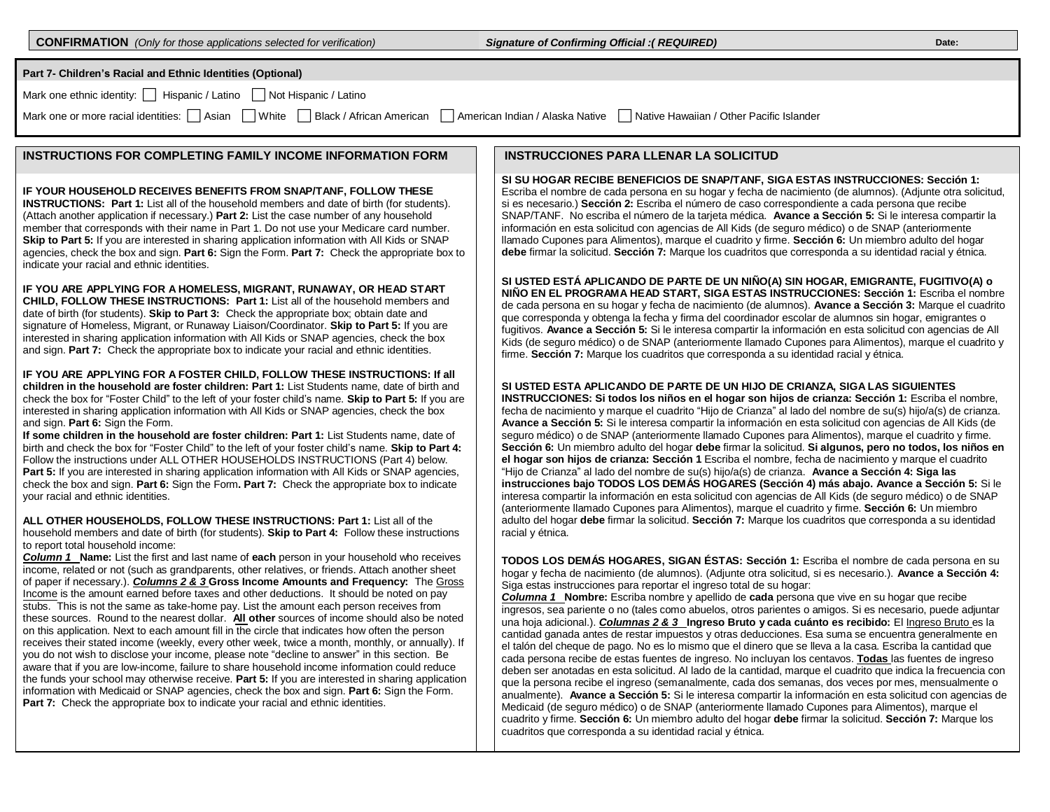**CONFIRMATION** *(Only for those applications selected for verification)* ***Signature of Confirming Official :( REQUIRED)*** **Date:**

**Part 7- Children's Racial and Ethnic Identities (Optional)**

Mark one ethnic identity: ☐ Hispanic / Latino ☐ Not Hispanic / Latino

Mark one or more racial identities: ☐ Asian ☐ White ☐ Black / African American ☐ American Indian / Alaska Native ☐ Native Hawaiian / Other Pacific Islander

## INSTRUCTIONS FOR COMPLETING FAMILY INCOME INFORMATION FORM

**IF YOUR HOUSEHOLD RECEIVES BENEFITS FROM SNAP/TANF, FOLLOW THESE INSTRUCTIONS: Part 1:** List all of the household members and date of birth (for students). (Attach another application if necessary.) **Part 2:** List the case number of any household member that corresponds with their name in Part 1. Do not use your Medicare card number. **Skip to Part 5:** If you are interested in sharing application information with All Kids or SNAP agencies, check the box and sign. **Part 6:** Sign the Form. **Part 7:** Check the appropriate box to indicate your racial and ethnic identities.

**IF YOU ARE APPLYING FOR A HOMELESS, MIGRANT, RUNAWAY, OR HEAD START CHILD, FOLLOW THESE INSTRUCTIONS: Part 1:** List all of the household members and date of birth (for students). **Skip to Part 3:** Check the appropriate box; obtain date and signature of Homeless, Migrant, or Runaway Liaison/Coordinator. **Skip to Part 5:** If you are interested in sharing application information with All Kids or SNAP agencies, check the box and sign. **Part 7:** Check the appropriate box to indicate your racial and ethnic identities.

**IF YOU ARE APPLYING FOR A FOSTER CHILD, FOLLOW THESE INSTRUCTIONS: If all children in the household are foster children: Part 1:** List Students name, date of birth and check the box for "Foster Child" to the left of your foster child's name. **Skip to Part 5:** If you are interested in sharing application information with All Kids or SNAP agencies, check the box and sign. **Part 6:** Sign the Form.

**If some children in the household are foster children: Part 1:** List Students name, date of birth and check the box for "Foster Child" to the left of your foster child's name. **Skip to Part 4:** Follow the instructions under ALL OTHER HOUSEHOLDS INSTRUCTIONS (Part 4) below. **Part 5:** If you are interested in sharing application information with All Kids or SNAP agencies, check the box and sign. **Part 6:** Sign the Form**. Part 7:** Check the appropriate box to indicate your racial and ethnic identities.

**ALL OTHER HOUSEHOLDS, FOLLOW THESE INSTRUCTIONS: Part 1:** List all of the household members and date of birth (for students). **Skip to Part 4:** Follow these instructions to report total household income:

***Column 1*** **Name:** List the first and last name of **each** person in your household who receives income, related or not (such as grandparents, other relatives, or friends. Attach another sheet of paper if necessary.). ***Columns 2 & 3*** **Gross Income Amounts and Frequency:** The Gross Income is the amount earned before taxes and other deductions. It should be noted on pay stubs. This is not the same as take-home pay. List the amount each person receives from these sources. Round to the nearest dollar. **All other** sources of income should also be noted on this application. Next to each amount fill in the circle that indicates how often the person receives their stated income (weekly, every other week, twice a month, monthly, or annually). If you do not wish to disclose your income, please note "decline to answer" in this section. Be aware that if you are low-income, failure to share household income information could reduce the funds your school may otherwise receive. **Part 5:** If you are interested in sharing application information with Medicaid or SNAP agencies, check the box and sign. **Part 6:** Sign the Form. **Part 7:** Check the appropriate box to indicate your racial and ethnic identities.

## INSTRUCCIONES PARA LLENAR LA SOLICITUD

**SI SU HOGAR RECIBE BENEFICIOS DE SNAP/TANF, SIGA ESTAS INSTRUCCIONES: Sección 1:** Escriba el nombre de cada persona en su hogar y fecha de nacimiento (de alumnos). (Adjunte otra solicitud, si es necesario.) **Sección 2:** Escriba el número de caso correspondiente a cada persona que recibe SNAP/TANF. No escriba el número de la tarjeta médica. **Avance a Sección 5:** Si le interesa compartir la información en esta solicitud con agencias de All Kids (de seguro médico) o de SNAP (anteriormente llamado Cupones para Alimentos), marque el cuadrito y firme. **Sección 6:** Un miembro adulto del hogar **debe** firmar la solicitud. **Sección 7:** Marque los cuadritos que corresponda a su identidad racial y étnica.

**SI USTED ESTÁ APLICANDO DE PARTE DE UN NIÑO(A) SIN HOGAR, EMIGRANTE, FUGITIVO(A) o NIÑO EN EL PROGRAMA HEAD START, SIGA ESTAS INSTRUCCIONES: Sección 1:** Escriba el nombre de cada persona en su hogar y fecha de nacimiento (de alumnos). **Avance a Sección 3:** Marque el cuadrito que corresponda y obtenga la fecha y firma del coordinador escolar de alumnos sin hogar, emigrantes o fugitivos. **Avance a Sección 5:** Si le interesa compartir la información en esta solicitud con agencias de All Kids (de seguro médico) o de SNAP (anteriormente llamado Cupones para Alimentos), marque el cuadrito y firme. **Sección 7:** Marque los cuadritos que corresponda a su identidad racial y étnica.

**SI USTED ESTA APLICANDO DE PARTE DE UN HIJO DE CRIANZA, SIGA LAS SIGUIENTES INSTRUCCIONES: Si todos los niños en el hogar son hijos de crianza: Sección 1:** Escriba el nombre, fecha de nacimiento y marque el cuadrito "Hijo de Crianza" al lado del nombre de su(s) hijo/a(s) de crianza. **Avance a Sección 5:** Si le interesa compartir la información en esta solicitud con agencias de All Kids (de seguro médico) o de SNAP (anteriormente llamado Cupones para Alimentos), marque el cuadrito y firme. **Sección 6:** Un miembro adulto del hogar **debe** firmar la solicitud. **Si algunos, pero no todos, los niños en el hogar son hijos de crianza: Sección 1** Escriba el nombre, fecha de nacimiento y marque el cuadrito "Hijo de Crianza" al lado del nombre de su(s) hijo/a(s) de crianza. **Avance a Sección 4: Siga las instrucciones bajo TODOS LOS DEMÁS HOGARES (Sección 4) más abajo. Avance a Sección 5:** Si le interesa compartir la información en esta solicitud con agencias de All Kids (de seguro médico) o de SNAP (anteriormente llamado Cupones para Alimentos), marque el cuadrito y firme. **Sección 6:** Un miembro adulto del hogar **debe** firmar la solicitud. **Sección 7:** Marque los cuadritos que corresponda a su identidad racial y étnica.

**TODOS LOS DEMÁS HOGARES, SIGAN ÉSTAS: Sección 1:** Escriba el nombre de cada persona en su hogar y fecha de nacimiento (de alumnos). (Adjunte otra solicitud, si es necesario.). **Avance a Sección 4:** Siga estas instrucciones para reportar el ingreso total de su hogar:

***Columna 1*** **Nombre:** Escriba nombre y apellido de **cada** persona que vive en su hogar que recibe ingresos, sea pariente o no (tales como abuelos, otros parientes o amigos. Si es necesario, puede adjuntar una hoja adicional.). ***Columnas 2 & 3*** **Ingreso Bruto y cada cuánto es recibido:** El Ingreso Bruto es la cantidad ganada antes de restar impuestos y otras deducciones. Esa suma se encuentra generalmente en el talón del cheque de pago. No es lo mismo que el dinero que se lleva a la casa. Escriba la cantidad que cada persona recibe de estas fuentes de ingreso. No incluyan los centavos. **Todas** las fuentes de ingreso deben ser anotadas en esta solicitud. Al lado de la cantidad, marque el cuadrito que indica la frecuencia con que la persona recibe el ingreso (semanalmente, cada dos semanas, dos veces por mes, mensualmente o anualmente). **Avance a Sección 5:** Si le interesa compartir la información en esta solicitud con agencias de Medicaid (de seguro médico) o de SNAP (anteriormente llamado Cupones para Alimentos), marque el cuadrito y firme. **Sección 6:** Un miembro adulto del hogar **debe** firmar la solicitud. **Sección 7:** Marque los cuadritos que corresponda a su identidad racial y étnica.